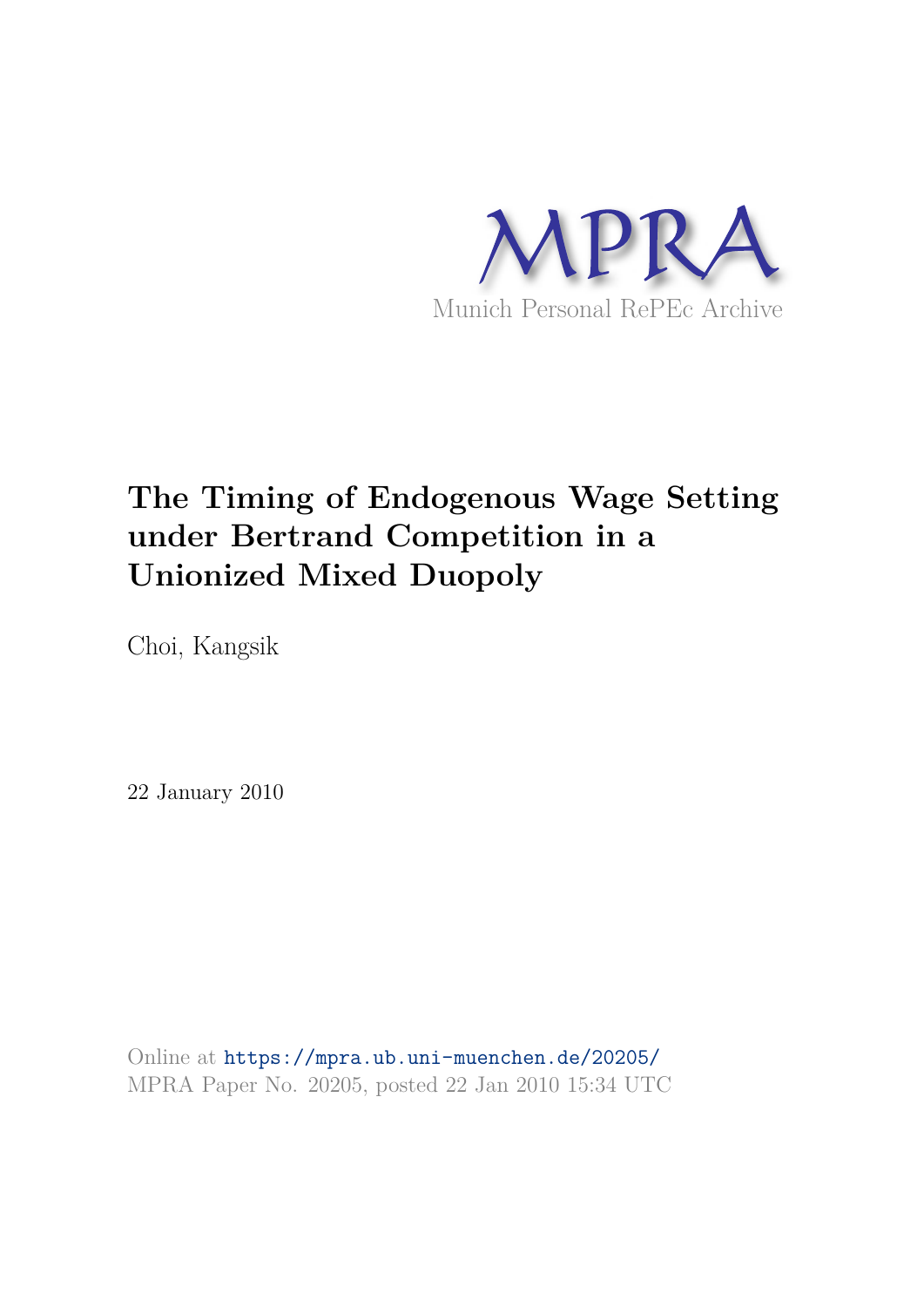MPRA

Munich Personal RePEc Archive

# The Timing of Endogenous Wage Setting under Bertrand Competition in a Unionized Mixed Duopoly

Choi, Kangsik

22 January 2010

Online at https://mpra.ub.uni-muenchen.de/20205/
MPRA Paper No. 20205, posted 22 Jan 2010 15:34 UTC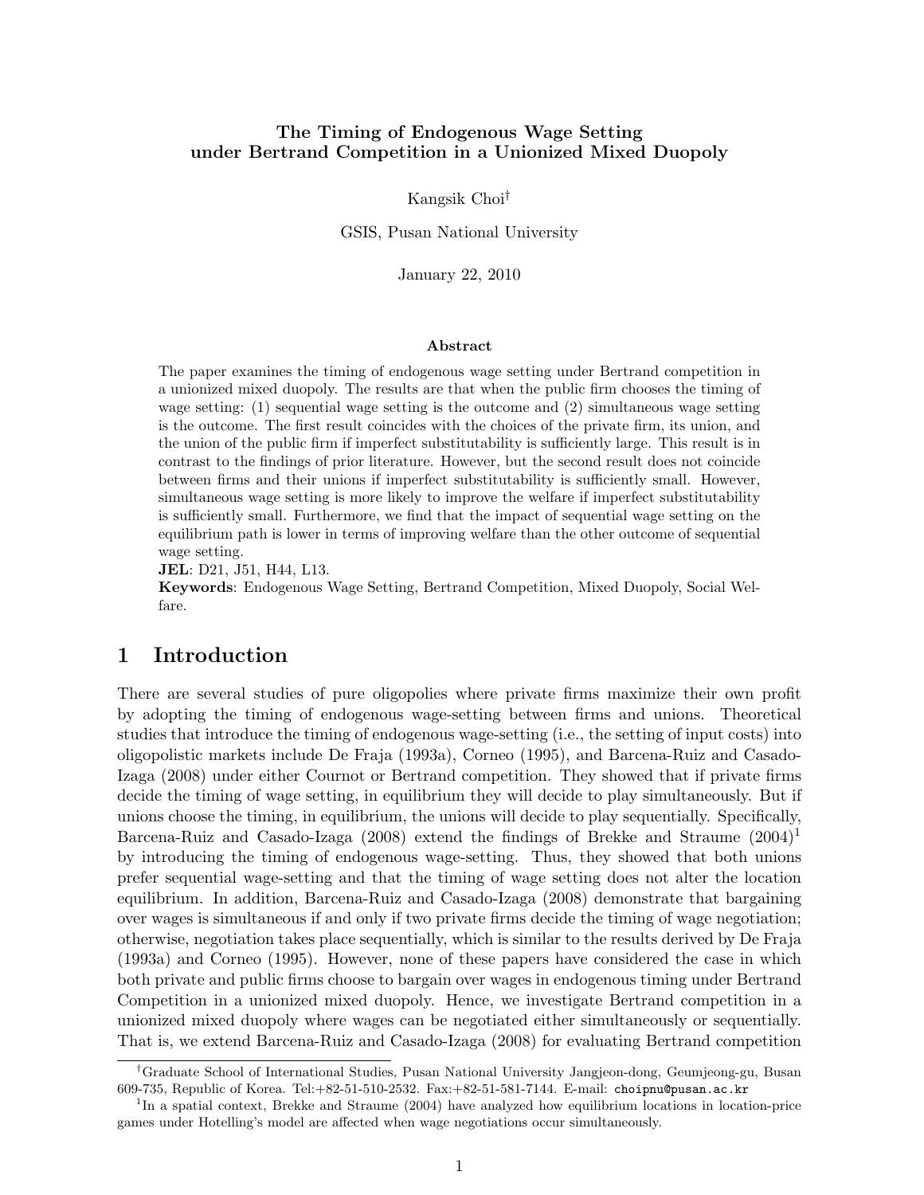# The Timing of Endogenous Wage Setting under Bertrand Competition in a Unionized Mixed Duopoly

Kangsik Choi[†]

GSIS, Pusan National University

January 22, 2010

### Abstract

The paper examines the timing of endogenous wage setting under Bertrand competition in a unionized mixed duopoly. The results are that when the public firm chooses the timing of wage setting: (1) sequential wage setting is the outcome and (2) simultaneous wage setting is the outcome. The first result coincides with the choices of the private firm, its union, and the union of the public firm if imperfect substitutability is sufficiently large. This result is in contrast to the findings of prior literature. However, but the second result does not coincide between firms and their unions if imperfect substitutability is sufficiently small. However, simultaneous wage setting is more likely to improve the welfare if imperfect substitutability is sufficiently small. Furthermore, we find that the impact of sequential wage setting on the equilibrium path is lower in terms of improving welfare than the other outcome of sequential wage setting.

**JEL**: D21, J51, H44, L13.

**Keywords**: Endogenous Wage Setting, Bertrand Competition, Mixed Duopoly, Social Welfare.

## 1 Introduction

There are several studies of pure oligopolies where private firms maximize their own profit by adopting the timing of endogenous wage-setting between firms and unions. Theoretical studies that introduce the timing of endogenous wage-setting (i.e., the setting of input costs) into oligopolistic markets include De Fraja (1993a), Corneo (1995), and Barcena-Ruiz and Casado-Izaga (2008) under either Cournot or Bertrand competition. They showed that if private firms decide the timing of wage setting, in equilibrium they will decide to play simultaneously. But if unions choose the timing, in equilibrium, the unions will decide to play sequentially. Specifically, Barcena-Ruiz and Casado-Izaga (2008) extend the findings of Brekke and Straume (2004)[1] by introducing the timing of endogenous wage-setting. Thus, they showed that both unions prefer sequential wage-setting and that the timing of wage setting does not alter the location equilibrium. In addition, Barcena-Ruiz and Casado-Izaga (2008) demonstrate that bargaining over wages is simultaneous if and only if two private firms decide the timing of wage negotiation; otherwise, negotiation takes place sequentially, which is similar to the results derived by De Fraja (1993a) and Corneo (1995). However, none of these papers have considered the case in which both private and public firms choose to bargain over wages in endogenous timing under Bertrand Competition in a unionized mixed duopoly. Hence, we investigate Bertrand competition in a unionized mixed duopoly where wages can be negotiated either simultaneously or sequentially. That is, we extend Barcena-Ruiz and Casado-Izaga (2008) for evaluating Bertrand competition

[†]Graduate School of International Studies, Pusan National University Jangjeon-dong, Geumjeong-gu, Busan 609-735, Republic of Korea. Tel:+82-51-510-2532. Fax:+82-51-581-7144. E-mail: choipnu@pusan.ac.kr

[1]In a spatial context, Brekke and Straume (2004) have analyzed how equilibrium locations in location-price games under Hotelling's model are affected when wage negotiations occur simultaneously.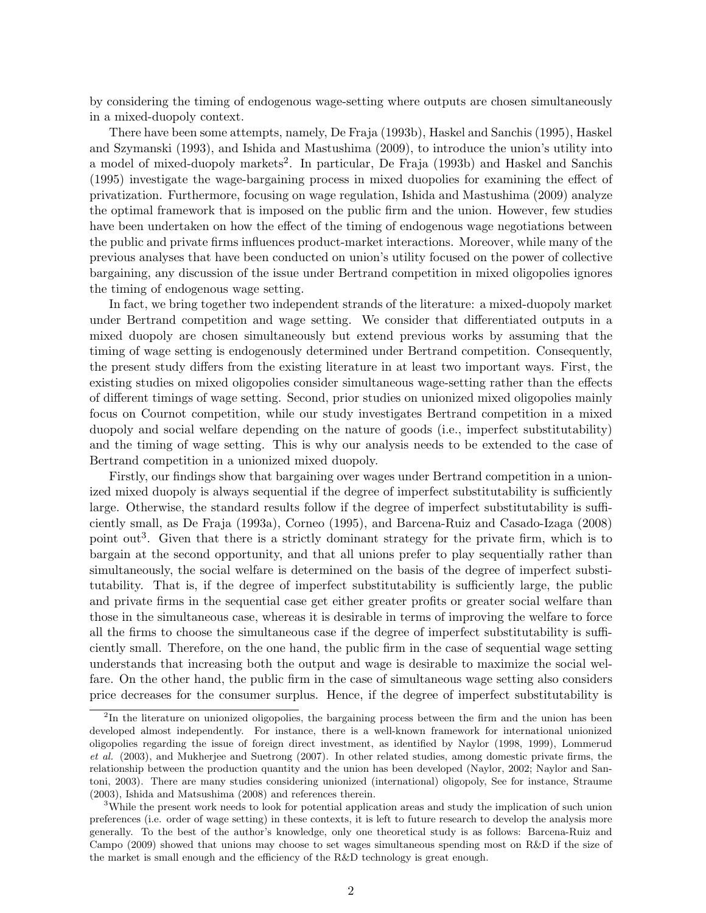by considering the timing of endogenous wage-setting where outputs are chosen simultaneously in a mixed-duopoly context.

There have been some attempts, namely, De Fraja (1993b), Haskel and Sanchis (1995), Haskel and Szymanski (1993), and Ishida and Mastushima (2009), to introduce the union's utility into a model of mixed-duopoly markets[2]. In particular, De Fraja (1993b) and Haskel and Sanchis (1995) investigate the wage-bargaining process in mixed duopolies for examining the effect of privatization. Furthermore, focusing on wage regulation, Ishida and Mastushima (2009) analyze the optimal framework that is imposed on the public firm and the union. However, few studies have been undertaken on how the effect of the timing of endogenous wage negotiations between the public and private firms influences product-market interactions. Moreover, while many of the previous analyses that have been conducted on union's utility focused on the power of collective bargaining, any discussion of the issue under Bertrand competition in mixed oligopolies ignores the timing of endogenous wage setting.

In fact, we bring together two independent strands of the literature: a mixed-duopoly market under Bertrand competition and wage setting. We consider that differentiated outputs in a mixed duopoly are chosen simultaneously but extend previous works by assuming that the timing of wage setting is endogenously determined under Bertrand competition. Consequently, the present study differs from the existing literature in at least two important ways. First, the existing studies on mixed oligopolies consider simultaneous wage-setting rather than the effects of different timings of wage setting. Second, prior studies on unionized mixed oligopolies mainly focus on Cournot competition, while our study investigates Bertrand competition in a mixed duopoly and social welfare depending on the nature of goods (i.e., imperfect substitutability) and the timing of wage setting. This is why our analysis needs to be extended to the case of Bertrand competition in a unionized mixed duopoly.

Firstly, our findings show that bargaining over wages under Bertrand competition in a unionized mixed duopoly is always sequential if the degree of imperfect substitutability is sufficiently large. Otherwise, the standard results follow if the degree of imperfect substitutability is sufficiently small, as De Fraja (1993a), Corneo (1995), and Barcena-Ruiz and Casado-Izaga (2008) point out[3]. Given that there is a strictly dominant strategy for the private firm, which is to bargain at the second opportunity, and that all unions prefer to play sequentially rather than simultaneously, the social welfare is determined on the basis of the degree of imperfect substitutability. That is, if the degree of imperfect substitutability is sufficiently large, the public and private firms in the sequential case get either greater profits or greater social welfare than those in the simultaneous case, whereas it is desirable in terms of improving the welfare to force all the firms to choose the simultaneous case if the degree of imperfect substitutability is sufficiently small. Therefore, on the one hand, the public firm in the case of sequential wage setting understands that increasing both the output and wage is desirable to maximize the social welfare. On the other hand, the public firm in the case of simultaneous wage setting also considers price decreases for the consumer surplus. Hence, if the degree of imperfect substitutability is

[2]In the literature on unionized oligopolies, the bargaining process between the firm and the union has been developed almost independently. For instance, there is a well-known framework for international unionized oligopolies regarding the issue of foreign direct investment, as identified by Naylor (1998, 1999), Lommerud *et al.* (2003), and Mukherjee and Suetrong (2007). In other related studies, among domestic private firms, the relationship between the production quantity and the union has been developed (Naylor, 2002; Naylor and Santoni, 2003). There are many studies considering unionized (international) oligopoly, See for instance, Straume (2003), Ishida and Matsushima (2008) and references therein.

[3]While the present work needs to look for potential application areas and study the implication of such union preferences (i.e. order of wage setting) in these contexts, it is left to future research to develop the analysis more generally. To the best of the author's knowledge, only one theoretical study is as follows: Barcena-Ruiz and Campo (2009) showed that unions may choose to set wages simultaneous spending most on R&D if the size of the market is small enough and the efficiency of the R&D technology is great enough.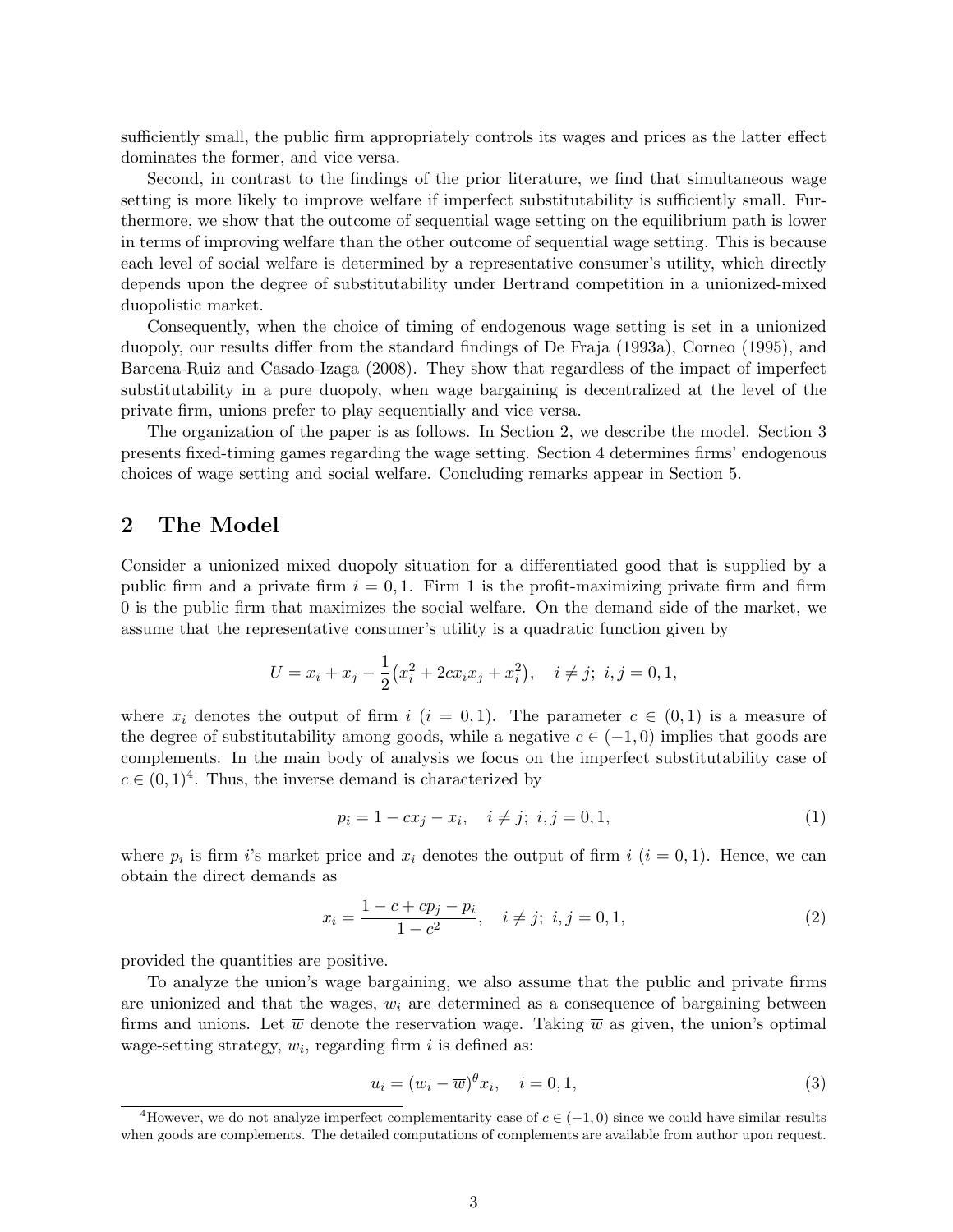sufficiently small, the public firm appropriately controls its wages and prices as the latter effect dominates the former, and vice versa.

Second, in contrast to the findings of the prior literature, we find that simultaneous wage setting is more likely to improve welfare if imperfect substitutability is sufficiently small. Furthermore, we show that the outcome of sequential wage setting on the equilibrium path is lower in terms of improving welfare than the other outcome of sequential wage setting. This is because each level of social welfare is determined by a representative consumer's utility, which directly depends upon the degree of substitutability under Bertrand competition in a unionized-mixed duopolistic market.

Consequently, when the choice of timing of endogenous wage setting is set in a unionized duopoly, our results differ from the standard findings of De Fraja (1993a), Corneo (1995), and Barcena-Ruiz and Casado-Izaga (2008). They show that regardless of the impact of imperfect substitutability in a pure duopoly, when wage bargaining is decentralized at the level of the private firm, unions prefer to play sequentially and vice versa.

The organization of the paper is as follows. In Section 2, we describe the model. Section 3 presents fixed-timing games regarding the wage setting. Section 4 determines firms' endogenous choices of wage setting and social welfare. Concluding remarks appear in Section 5.

## 2 The Model

Consider a unionized mixed duopoly situation for a differentiated good that is supplied by a public firm and a private firm $i = 0, 1$. Firm 1 is the profit-maximizing private firm and firm 0 is the public firm that maximizes the social welfare. On the demand side of the market, we assume that the representative consumer's utility is a quadratic function given by

$$U = x_i + x_j - \frac{1}{2}\left(x_i^2 + 2cx_ix_j + x_i^2\right), \quad i \neq j;\ i, j = 0, 1,$$

where $x_i$ denotes the output of firm $i$ ($i = 0, 1$). The parameter $c \in (0, 1)$ is a measure of the degree of substitutability among goods, while a negative $c \in (-1, 0)$ implies that goods are complements. In the main body of analysis we focus on the imperfect substitutability case of $c \in (0, 1)$[4]. Thus, the inverse demand is characterized by

$$p_i = 1 - cx_j - x_i, \quad i \neq j;\ i, j = 0, 1, \tag{1}$$

where $p_i$ is firm $i$'s market price and $x_i$ denotes the output of firm $i$ ($i = 0, 1$). Hence, we can obtain the direct demands as

$$x_i = \frac{1 - c + cp_j - p_i}{1 - c^2}, \quad i \neq j;\ i, j = 0, 1, \tag{2}$$

provided the quantities are positive.

To analyze the union's wage bargaining, we also assume that the public and private firms are unionized and that the wages, $w_i$ are determined as a consequence of bargaining between firms and unions. Let $\overline{w}$ denote the reservation wage. Taking $\overline{w}$ as given, the union's optimal wage-setting strategy, $w_i$, regarding firm $i$ is defined as:

$$u_i = (w_i - \overline{w})^{\theta} x_i, \quad i = 0, 1, \tag{3}$$

[4] However, we do not analyze imperfect complementarity case of $c \in (-1, 0)$ since we could have similar results when goods are complements. The detailed computations of complements are available from author upon request.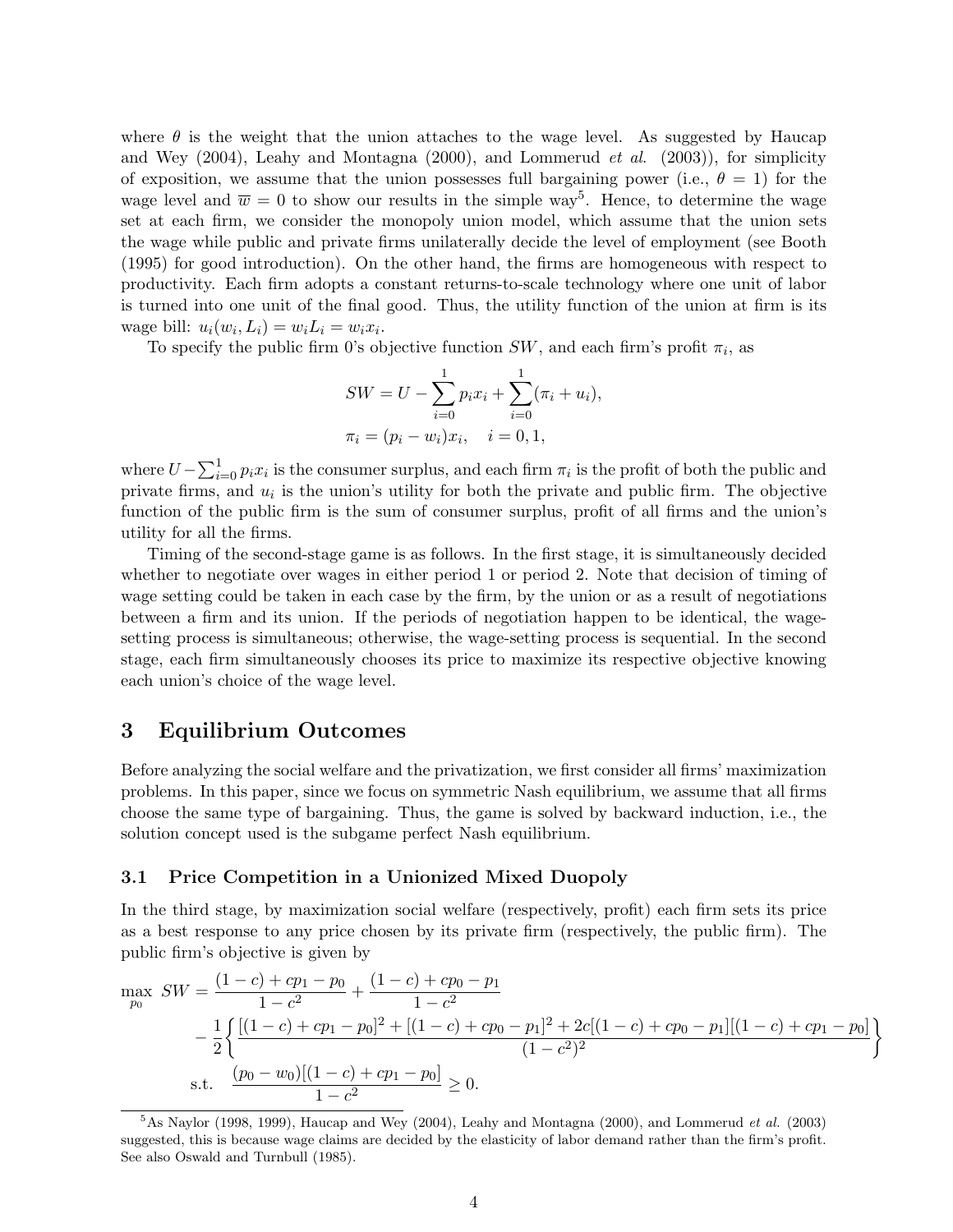where $\theta$ is the weight that the union attaches to the wage level. As suggested by Haucap and Wey (2004), Leahy and Montagna (2000), and Lommerud *et al.* (2003)), for simplicity of exposition, we assume that the union possesses full bargaining power (i.e., $\theta = 1$) for the wage level and $\overline{w} = 0$ to show our results in the simple way[5]. Hence, to determine the wage set at each firm, we consider the monopoly union model, which assume that the union sets the wage while public and private firms unilaterally decide the level of employment (see Booth (1995) for good introduction). On the other hand, the firms are homogeneous with respect to productivity. Each firm adopts a constant returns-to-scale technology where one unit of labor is turned into one unit of the final good. Thus, the utility function of the union at firm is its wage bill: $u_i(w_i, L_i) = w_i L_i = w_i x_i$.

To specify the public firm 0's objective function $SW$, and each firm's profit $\pi_i$, as

$$SW = U - \sum_{i=0}^{1} p_i x_i + \sum_{i=0}^{1} (\pi_i + u_i),$$
$$\pi_i = (p_i - w_i)x_i, \quad i = 0, 1,$$

where $U - \sum_{i=0}^{1} p_i x_i$ is the consumer surplus, and each firm $\pi_i$ is the profit of both the public and private firms, and $u_i$ is the union's utility for both the private and public firm. The objective function of the public firm is the sum of consumer surplus, profit of all firms and the union's utility for all the firms.

Timing of the second-stage game is as follows. In the first stage, it is simultaneously decided whether to negotiate over wages in either period 1 or period 2. Note that decision of timing of wage setting could be taken in each case by the firm, by the union or as a result of negotiations between a firm and its union. If the periods of negotiation happen to be identical, the wage-setting process is simultaneous; otherwise, the wage-setting process is sequential. In the second stage, each firm simultaneously chooses its price to maximize its respective objective knowing each union's choice of the wage level.

# 3 Equilibrium Outcomes

Before analyzing the social welfare and the privatization, we first consider all firms' maximization problems. In this paper, since we focus on symmetric Nash equilibrium, we assume that all firms choose the same type of bargaining. Thus, the game is solved by backward induction, i.e., the solution concept used is the subgame perfect Nash equilibrium.

## 3.1 Price Competition in a Unionized Mixed Duopoly

In the third stage, by maximization social welfare (respectively, profit) each firm sets its price as a best response to any price chosen by its private firm (respectively, the public firm). The public firm's objective is given by

$$\begin{aligned}
\max_{p_0} \; SW = & \frac{(1-c) + cp_1 - p_0}{1-c^2} + \frac{(1-c) + cp_0 - p_1}{1-c^2} \\
& - \frac{1}{2}\left\{ \frac{[(1-c) + cp_1 - p_0]^2 + [(1-c) + cp_0 - p_1]^2 + 2c[(1-c) + cp_0 - p_1][(1-c) + cp_1 - p_0]}{(1-c^2)^2} \right\} \\
\text{s.t.} \quad & \frac{(p_0 - w_0)[(1-c) + cp_1 - p_0]}{1-c^2} \geq 0.
\end{aligned}$$

[5] As Naylor (1998, 1999), Haucap and Wey (2004), Leahy and Montagna (2000), and Lommerud *et al.* (2003) suggested, this is because wage claims are decided by the elasticity of labor demand rather than the firm's profit. See also Oswald and Turnbull (1985).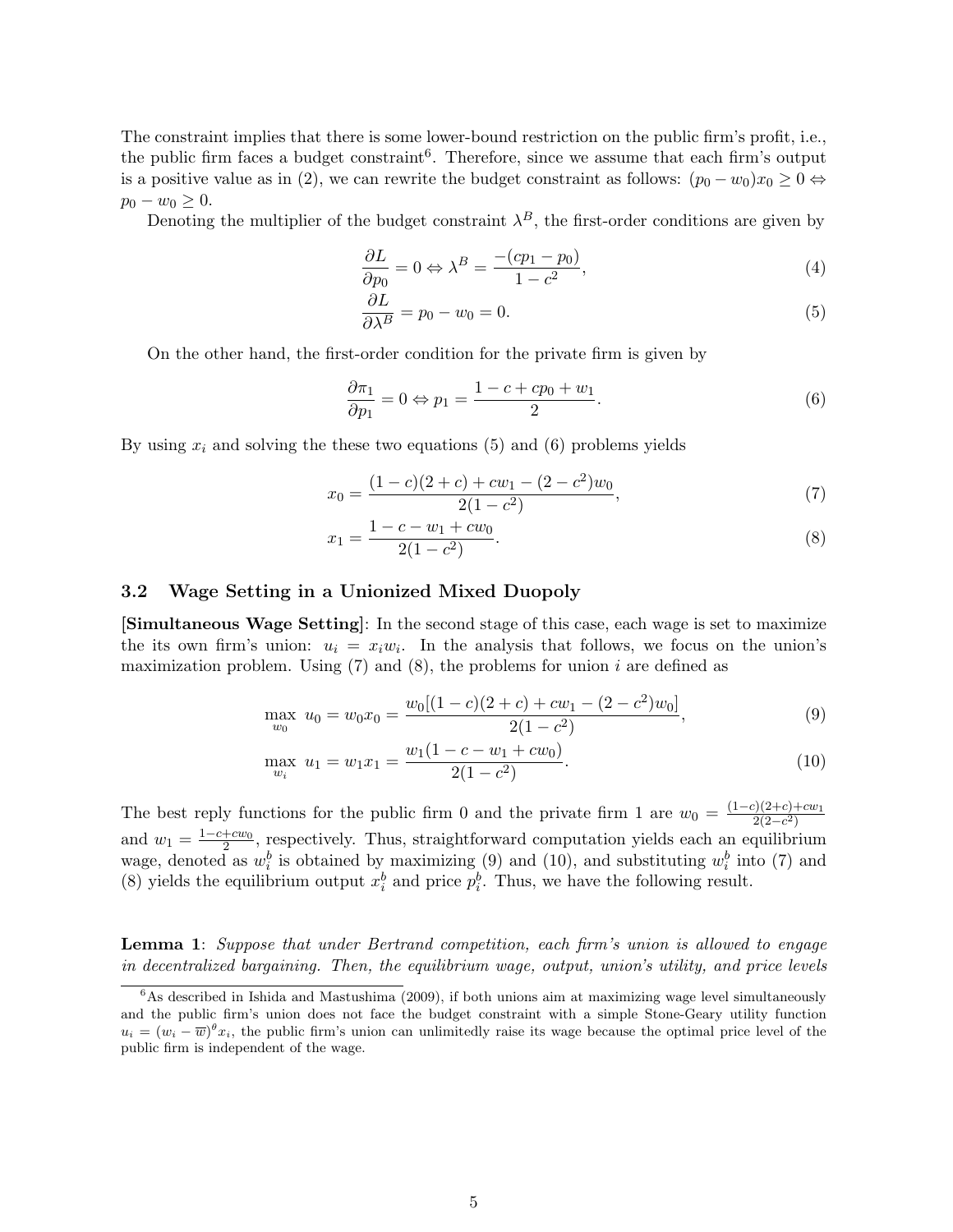The constraint implies that there is some lower-bound restriction on the public firm's profit, i.e., the public firm faces a budget constraint[6]. Therefore, since we assume that each firm's output is a positive value as in (2), we can rewrite the budget constraint as follows: $(p_0 - w_0)x_0 \geq 0 \Leftrightarrow p_0 - w_0 \geq 0$.

Denoting the multiplier of the budget constraint $\lambda^B$, the first-order conditions are given by

$$\frac{\partial L}{\partial p_0} = 0 \Leftrightarrow \lambda^B = \frac{-(cp_1 - p_0)}{1 - c^2}, \tag{4}$$

$$\frac{\partial L}{\partial \lambda^B} = p_0 - w_0 = 0. \tag{5}$$

On the other hand, the first-order condition for the private firm is given by

$$\frac{\partial \pi_1}{\partial p_1} = 0 \Leftrightarrow p_1 = \frac{1 - c + cp_0 + w_1}{2}. \tag{6}$$

By using $x_i$ and solving the these two equations (5) and (6) problems yields

$$x_0 = \frac{(1-c)(2+c) + cw_1 - (2-c^2)w_0}{2(1-c^2)}, \tag{7}$$

$$x_1 = \frac{1 - c - w_1 + cw_0}{2(1-c^2)}. \tag{8}$$

### 3.2 Wage Setting in a Unionized Mixed Duopoly

**[Simultaneous Wage Setting]**: In the second stage of this case, each wage is set to maximize the its own firm's union: $u_i = x_i w_i$. In the analysis that follows, we focus on the union's maximization problem. Using (7) and (8), the problems for union $i$ are defined as

$$\max_{w_0} \ u_0 = w_0 x_0 = \frac{w_0[(1-c)(2+c) + cw_1 - (2-c^2)w_0]}{2(1-c^2)}, \tag{9}$$

$$\max_{w_i} \ u_1 = w_1 x_1 = \frac{w_1(1 - c - w_1 + cw_0)}{2(1-c^2)}. \tag{10}$$

The best reply functions for the public firm 0 and the private firm 1 are $w_0 = \frac{(1-c)(2+c)+cw_1}{2(2-c^2)}$ and $w_1 = \frac{1-c+cw_0}{2}$, respectively. Thus, straightforward computation yields each an equilibrium wage, denoted as $w_i^b$ is obtained by maximizing (9) and (10), and substituting $w_i^b$ into (7) and (8) yields the equilibrium output $x_i^b$ and price $p_i^b$. Thus, we have the following result.

**Lemma 1**: *Suppose that under Bertrand competition, each firm's union is allowed to engage in decentralized bargaining. Then, the equilibrium wage, output, union's utility, and price levels*

---

[6] As described in Ishida and Mastushima (2009), if both unions aim at maximizing wage level simultaneously and the public firm's union does not face the budget constraint with a simple Stone-Geary utility function $u_i = (w_i - \overline{w})^\theta x_i$, the public firm's union can unlimitedly raise its wage because the optimal price level of the public firm is independent of the wage.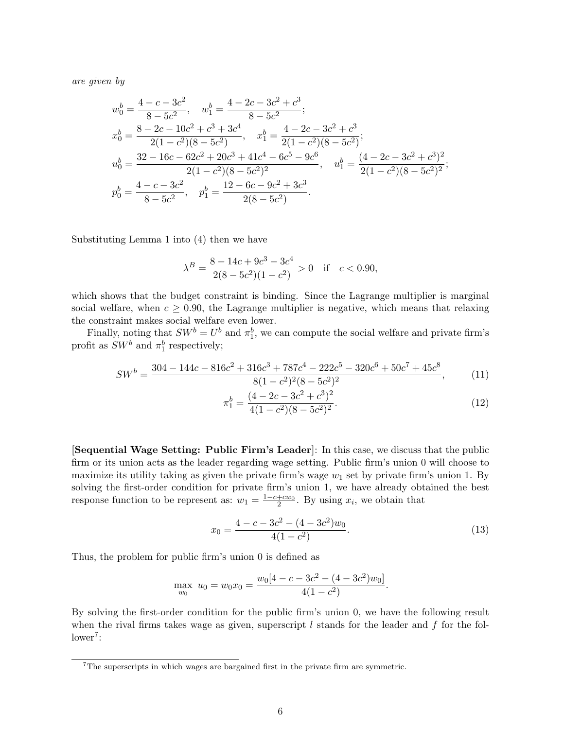*are given by*

$$w_0^b = \frac{4 - c - 3c^2}{8 - 5c^2}, \quad w_1^b = \frac{4 - 2c - 3c^2 + c^3}{8 - 5c^2};$$
$$x_0^b = \frac{8 - 2c - 10c^2 + c^3 + 3c^4}{2(1 - c^2)(8 - 5c^2)}, \quad x_1^b = \frac{4 - 2c - 3c^2 + c^3}{2(1 - c^2)(8 - 5c^2)};$$
$$u_0^b = \frac{32 - 16c - 62c^2 + 20c^3 + 41c^4 - 6c^5 - 9c^6}{2(1 - c^2)(8 - 5c^2)^2}, \quad u_1^b = \frac{(4 - 2c - 3c^2 + c^3)^2}{2(1 - c^2)(8 - 5c^2)^2};$$
$$p_0^b = \frac{4 - c - 3c^2}{8 - 5c^2}, \quad p_1^b = \frac{12 - 6c - 9c^2 + 3c^3}{2(8 - 5c^2)}.$$

Substituting Lemma 1 into (4) then we have

$$\lambda^B = \frac{8 - 14c + 9c^3 - 3c^4}{2(8 - 5c^2)(1 - c^2)} > 0 \quad \text{if} \quad c < 0.90,$$

which shows that the budget constraint is binding. Since the Lagrange multiplier is marginal social welfare, when $c \geq 0.90$, the Lagrange multiplier is negative, which means that relaxing the constraint makes social welfare even lower.

Finally, noting that $SW^b = U^b$ and $\pi_1^b$, we can compute the social welfare and private firm's profit as $SW^b$ and $\pi_1^b$ respectively;

$$SW^b = \frac{304 - 144c - 816c^2 + 316c^3 + 787c^4 - 222c^5 - 320c^6 + 50c^7 + 45c^8}{8(1 - c^2)^2(8 - 5c^2)^2}, \tag{11}$$

$$\pi_1^b = \frac{(4 - 2c - 3c^2 + c^3)^2}{4(1 - c^2)(8 - 5c^2)^2}. \tag{12}$$

**[Sequential Wage Setting: Public Firm's Leader]**: In this case, we discuss that the public firm or its union acts as the leader regarding wage setting. Public firm's union 0 will choose to maximize its utility taking as given the private firm's wage $w_1$ set by private firm's union 1. By solving the first-order condition for private firm's union 1, we have already obtained the best response function to be represent as: $w_1 = \frac{1-c+cw_0}{2}$. By using $x_i$, we obtain that

$$x_0 = \frac{4 - c - 3c^2 - (4 - 3c^2)w_0}{4(1 - c^2)}. \tag{13}$$

Thus, the problem for public firm's union 0 is defined as

$$\max_{w_0} \ u_0 = w_0 x_0 = \frac{w_0[4 - c - 3c^2 - (4 - 3c^2)w_0]}{4(1 - c^2)}.$$

By solving the first-order condition for the public firm's union 0, we have the following result when the rival firms takes wage as given, superscript $l$ stands for the leader and $f$ for the follower[7]:

[7] The superscripts in which wages are bargained first in the private firm are symmetric.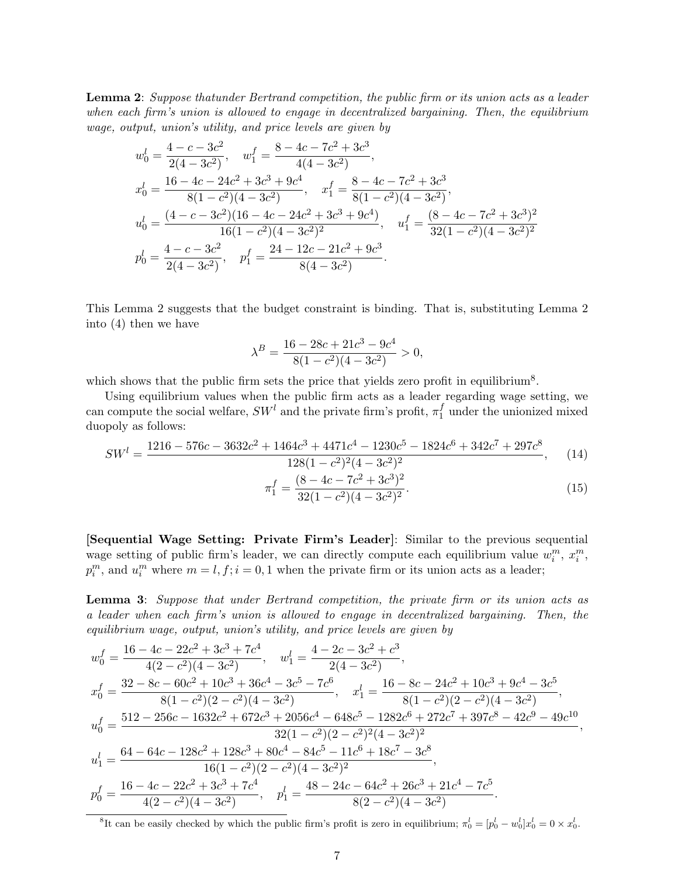**Lemma 2**: *Suppose thatunder Bertrand competition, the public firm or its union acts as a leader when each firm's union is allowed to engage in decentralized bargaining. Then, the equilibrium wage, output, union's utility, and price levels are given by*

$$w_0^l = \frac{4-c-3c^2}{2(4-3c^2)}, \quad w_1^f = \frac{8-4c-7c^2+3c^3}{4(4-3c^2)},$$
$$x_0^l = \frac{16-4c-24c^2+3c^3+9c^4}{8(1-c^2)(4-3c^2)}, \quad x_1^f = \frac{8-4c-7c^2+3c^3}{8(1-c^2)(4-3c^2)},$$
$$u_0^l = \frac{(4-c-3c^2)(16-4c-24c^2+3c^3+9c^4)}{16(1-c^2)(4-3c^2)^2}, \quad u_1^f = \frac{(8-4c-7c^2+3c^3)^2}{32(1-c^2)(4-3c^2)^2}$$
$$p_0^l = \frac{4-c-3c^2}{2(4-3c^2)}, \quad p_1^f = \frac{24-12c-21c^2+9c^3}{8(4-3c^2)}.$$

This Lemma 2 suggests that the budget constraint is binding. That is, substituting Lemma 2 into (4) then we have

$$\lambda^B = \frac{16-28c+21c^3-9c^4}{8(1-c^2)(4-3c^2)} > 0,$$

which shows that the public firm sets the price that yields zero profit in equilibrium[8].

Using equilibrium values when the public firm acts as a leader regarding wage setting, we can compute the social welfare, $SW^l$ and the private firm's profit, $\pi_1^f$ under the unionized mixed duopoly as follows:

$$SW^l = \frac{1216-576c-3632c^2+1464c^3+4471c^4-1230c^5-1824c^6+342c^7+297c^8}{128(1-c^2)^2(4-3c^2)^2}, \tag{14}$$
$$\pi_1^f = \frac{(8-4c-7c^2+3c^3)^2}{32(1-c^2)(4-3c^2)^2}. \tag{15}$$

**[Sequential Wage Setting: Private Firm's Leader]**: Similar to the previous sequential wage setting of public firm's leader, we can directly compute each equilibrium value $w_i^m$, $x_i^m$, $p_i^m$, and $u_i^m$ where $m = l, f; i = 0, 1$ when the private firm or its union acts as a leader;

**Lemma 3**: *Suppose that under Bertrand competition, the private firm or its union acts as a leader when each firm's union is allowed to engage in decentralized bargaining. Then, the equilibrium wage, output, union's utility, and price levels are given by*

$$w_0^f = \frac{16-4c-22c^2+3c^3+7c^4}{4(2-c^2)(4-3c^2)}, \quad w_1^l = \frac{4-2c-3c^2+c^3}{2(4-3c^2)},$$
$$x_0^f = \frac{32-8c-60c^2+10c^3+36c^4-3c^5-7c^6}{8(1-c^2)(2-c^2)(4-3c^2)}, \quad x_1^l = \frac{16-8c-24c^2+10c^3+9c^4-3c^5}{8(1-c^2)(2-c^2)(4-3c^2)},$$
$$u_0^f = \frac{512-256c-1632c^2+672c^3+2056c^4-648c^5-1282c^6+272c^7+397c^8-42c^9-49c^{10}}{32(1-c^2)(2-c^2)^2(4-3c^2)^2},$$
$$u_1^l = \frac{64-64c-128c^2+128c^3+80c^4-84c^5-11c^6+18c^7-3c^8}{16(1-c^2)(2-c^2)(4-3c^2)^2},$$
$$p_0^f = \frac{16-4c-22c^2+3c^3+7c^4}{4(2-c^2)(4-3c^2)}, \quad p_1^l = \frac{48-24c-64c^2+26c^3+21c^4-7c^5}{8(2-c^2)(4-3c^2)}.$$

[8] It can be easily checked by which the public firm's profit is zero in equilibrium; $\pi_0^l = [p_0^l - w_0^l]x_0^l = 0 \times x_0^l$.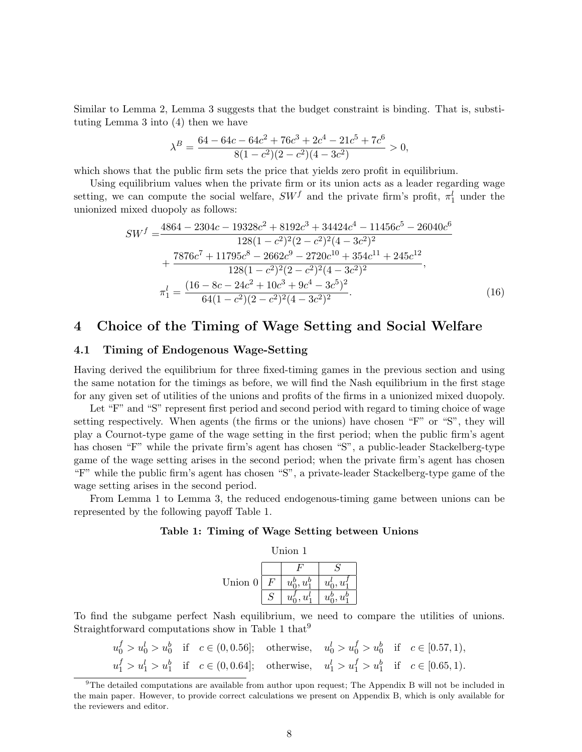Similar to Lemma 2, Lemma 3 suggests that the budget constraint is binding. That is, substituting Lemma 3 into (4) then we have

$$\lambda^B = \frac{64 - 64c - 64c^2 + 76c^3 + 2c^4 - 21c^5 + 7c^6}{8(1-c^2)(2-c^2)(4-3c^2)} > 0,$$

which shows that the public firm sets the price that yields zero profit in equilibrium.

Using equilibrium values when the private firm or its union acts as a leader regarding wage setting, we can compute the social welfare, $SW^f$ and the private firm's profit, $\pi_1^l$ under the unionized mixed duopoly as follows:

$$\begin{aligned}
SW^f =& \frac{4864 - 2304c - 19328c^2 + 8192c^3 + 34424c^4 - 11456c^5 - 26040c^6}{128(1-c^2)^2(2-c^2)^2(4-3c^2)^2} \\
&+ \frac{7876c^7 + 11795c^8 - 2662c^9 - 2720c^{10} + 354c^{11} + 245c^{12}}{128(1-c^2)^2(2-c^2)^2(4-3c^2)^2}, \\
\pi_1^l =& \frac{(16 - 8c - 24c^2 + 10c^3 + 9c^4 - 3c^5)^2}{64(1-c^2)(2-c^2)^2(4-3c^2)^2}. \qquad (16)
\end{aligned}$$

# 4 Choice of the Timing of Wage Setting and Social Welfare

## 4.1 Timing of Endogenous Wage-Setting

Having derived the equilibrium for three fixed-timing games in the previous section and using the same notation for the timings as before, we will find the Nash equilibrium in the first stage for any given set of utilities of the unions and profits of the firms in a unionized mixed duopoly.

Let "F" and "S" represent first period and second period with regard to timing choice of wage setting respectively. When agents (the firms or the unions) have chosen "F" or "S", they will play a Cournot-type game of the wage setting in the first period; when the public firm's agent has chosen "F" while the private firm's agent has chosen "S", a public-leader Stackelberg-type game of the wage setting arises in the second period; when the private firm's agent has chosen "F" while the public firm's agent has chosen "S", a private-leader Stackelberg-type game of the wage setting arises in the second period.

From Lemma 1 to Lemma 3, the reduced endogenous-timing game between unions can be represented by the following payoff Table 1.

**Table 1: Timing of Wage Setting between Unions**

| | | Union 1 | |
|---|---|---|---|
| | | $F$ | $S$ |
| Union 0 | $F$ | $u_0^b, u_1^b$ | $u_0^l, u_1^f$ |
| | $S$ | $u_0^f, u_1^l$ | $u_0^b, u_1^b$ |

To find the subgame perfect Nash equilibrium, we need to compare the utilities of unions. Straightforward computations show in Table 1 that[9]

$$u_0^f > u_0^l > u_0^b \quad \text{if} \quad c \in (0, 0.56]; \quad \text{otherwise,} \quad u_0^l > u_0^f > u_0^b \quad \text{if} \quad c \in [0.57, 1),$$
$$u_1^f > u_1^l > u_1^b \quad \text{if} \quad c \in (0, 0.64]; \quad \text{otherwise,} \quad u_1^l > u_1^f > u_1^b \quad \text{if} \quad c \in [0.65, 1).$$

[9]The detailed computations are available from author upon request; The Appendix B will not be included in the main paper. However, to provide correct calculations we present on Appendix B, which is only available for the reviewers and editor.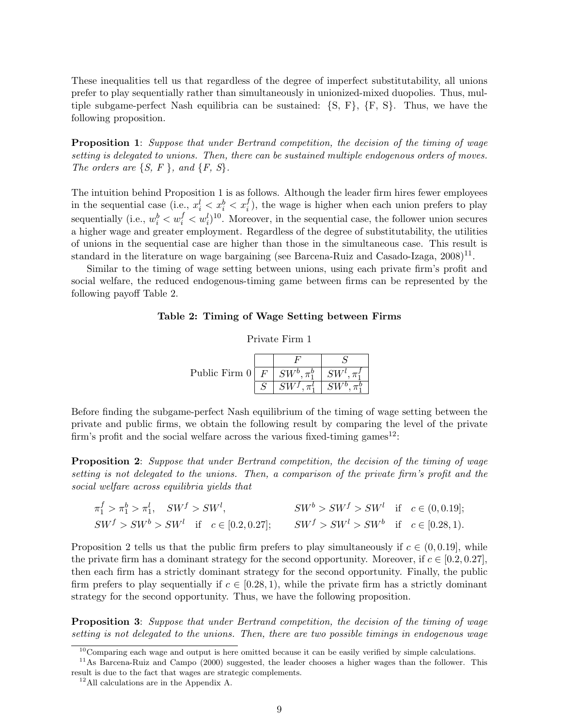These inequalities tell us that regardless of the degree of imperfect substitutability, all unions prefer to play sequentially rather than simultaneously in unionized-mixed duopolies. Thus, multiple subgame-perfect Nash equilibria can be sustained: {S, F}, {F, S}. Thus, we have the following proposition.

**Proposition 1**: *Suppose that under Bertrand competition, the decision of the timing of wage setting is delegated to unions. Then, there can be sustained multiple endogenous orders of moves. The orders are {S, F }, and {F, S}.*

The intuition behind Proposition 1 is as follows. Although the leader firm hires fewer employees in the sequential case (i.e., $x_i^l < x_i^b < x_i^f$), the wage is higher when each union prefers to play sequentially (i.e., $w_i^b < w_i^f < w_i^l$)[10]. Moreover, in the sequential case, the follower union secures a higher wage and greater employment. Regardless of the degree of substitutability, the utilities of unions in the sequential case are higher than those in the simultaneous case. This result is standard in the literature on wage bargaining (see Barcena-Ruiz and Casado-Izaga, 2008)[11].

Similar to the timing of wage setting between unions, using each private firm's profit and social welfare, the reduced endogenous-timing game between firms can be represented by the following payoff Table 2.

**Table 2: Timing of Wage Setting between Firms**

| | | Private Firm 1: $F$ | Private Firm 1: $S$ |
|---|---|---|---|
| Public Firm 0 | $F$ | $SW^b, \pi_1^b$ | $SW^l, \pi_1^f$ |
| | $S$ | $SW^f, \pi_1^l$ | $SW^b, \pi_1^b$ |

Before finding the subgame-perfect Nash equilibrium of the timing of wage setting between the private and public firms, we obtain the following result by comparing the level of the private firm's profit and the social welfare across the various fixed-timing games[12]:

**Proposition 2**: *Suppose that under Bertrand competition, the decision of the timing of wage setting is not delegated to the unions. Then, a comparison of the private firm's profit and the social welfare across equilibria yields that*

$$\pi_1^f > \pi_1^b > \pi_1^l, \quad SW^f > SW^l, \qquad SW^b > SW^f > SW^l \quad \text{if} \quad c \in (0, 0.19];$$
$$SW^f > SW^b > SW^l \quad \text{if} \quad c \in [0.2, 0.27]; \qquad SW^f > SW^l > SW^b \quad \text{if} \quad c \in [0.28, 1).$$

Proposition 2 tells us that the public firm prefers to play simultaneously if $c \in (0, 0.19]$, while the private firm has a dominant strategy for the second opportunity. Moreover, if $c \in [0.2, 0.27]$, then each firm has a strictly dominant strategy for the second opportunity. Finally, the public firm prefers to play sequentially if $c \in [0.28, 1)$, while the private firm has a strictly dominant strategy for the second opportunity. Thus, we have the following proposition.

**Proposition 3**: *Suppose that under Bertrand competition, the decision of the timing of wage setting is not delegated to the unions. Then, there are two possible timings in endogenous wage*

[10] Comparing each wage and output is here omitted because it can be easily verified by simple calculations.

[11] As Barcena-Ruiz and Campo (2000) suggested, the leader chooses a higher wages than the follower. This result is due to the fact that wages are strategic complements.

[12] All calculations are in the Appendix A.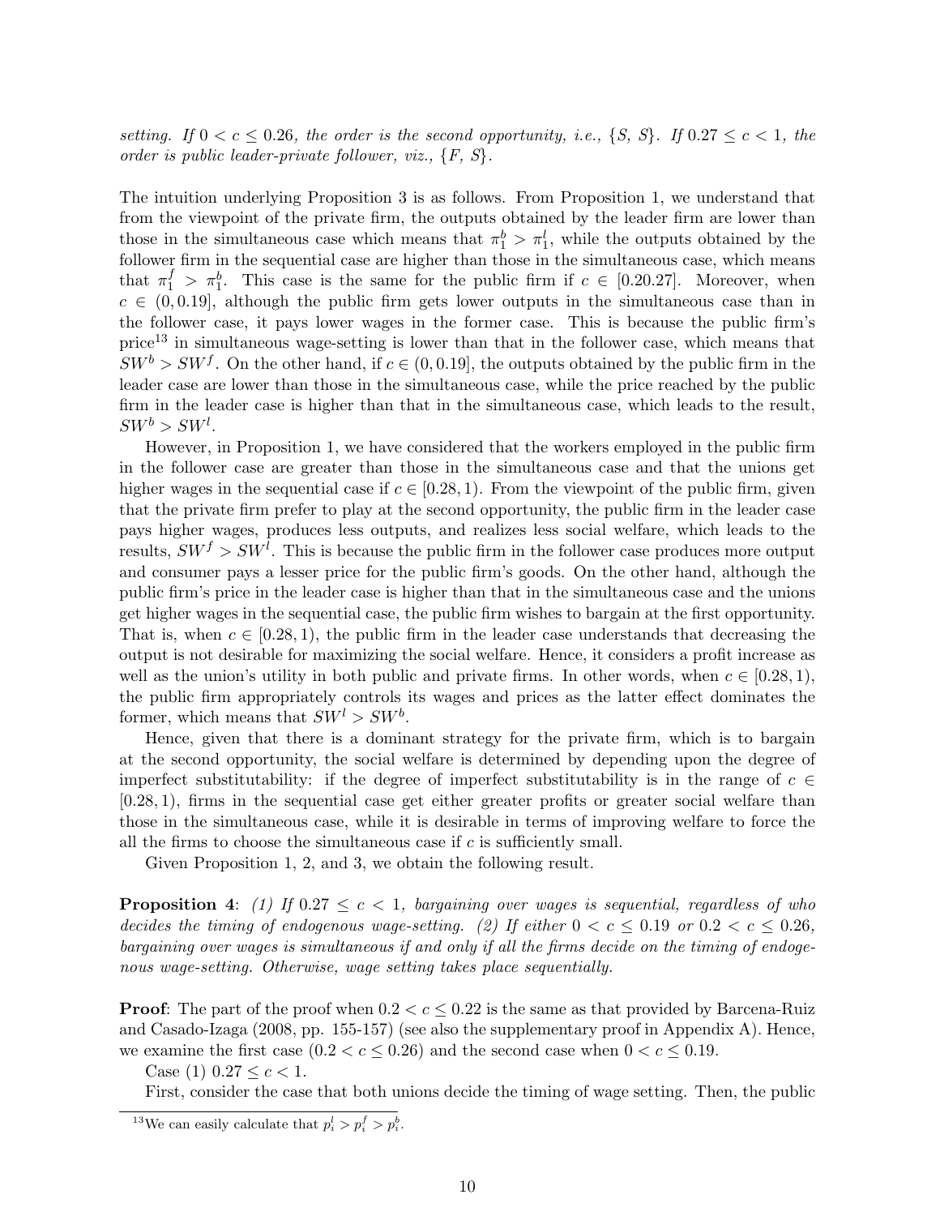*setting. If $0 < c \leq 0.26$, the order is the second opportunity, i.e., {S, S}. If $0.27 \leq c < 1$, the order is public leader-private follower, viz., {F, S}.*

The intuition underlying Proposition 3 is as follows. From Proposition 1, we understand that from the viewpoint of the private firm, the outputs obtained by the leader firm are lower than those in the simultaneous case which means that $\pi_1^b > \pi_1^l$, while the outputs obtained by the follower firm in the sequential case are higher than those in the simultaneous case, which means that $\pi_1^f > \pi_1^b$. This case is the same for the public firm if $c \in [0.20.27]$. Moreover, when $c \in (0, 0.19]$, although the public firm gets lower outputs in the simultaneous case than in the follower case, it pays lower wages in the former case. This is because the public firm's price[13] in simultaneous wage-setting is lower than that in the follower case, which means that $SW^b > SW^f$. On the other hand, if $c \in (0, 0.19]$, the outputs obtained by the public firm in the leader case are lower than those in the simultaneous case, while the price reached by the public firm in the leader case is higher than that in the simultaneous case, which leads to the result, $SW^b > SW^l$.

However, in Proposition 1, we have considered that the workers employed in the public firm in the follower case are greater than those in the simultaneous case and that the unions get higher wages in the sequential case if $c \in [0.28, 1)$. From the viewpoint of the public firm, given that the private firm prefer to play at the second opportunity, the public firm in the leader case pays higher wages, produces less outputs, and realizes less social welfare, which leads to the results, $SW^f > SW^l$. This is because the public firm in the follower case produces more output and consumer pays a lesser price for the public firm's goods. On the other hand, although the public firm's price in the leader case is higher than that in the simultaneous case and the unions get higher wages in the sequential case, the public firm wishes to bargain at the first opportunity. That is, when $c \in [0.28, 1)$, the public firm in the leader case understands that decreasing the output is not desirable for maximizing the social welfare. Hence, it considers a profit increase as well as the union's utility in both public and private firms. In other words, when $c \in [0.28, 1)$, the public firm appropriately controls its wages and prices as the latter effect dominates the former, which means that $SW^l > SW^b$.

Hence, given that there is a dominant strategy for the private firm, which is to bargain at the second opportunity, the social welfare is determined by depending upon the degree of imperfect substitutability: if the degree of imperfect substitutability is in the range of $c \in [0.28, 1)$, firms in the sequential case get either greater profits or greater social welfare than those in the simultaneous case, while it is desirable in terms of improving welfare to force the all the firms to choose the simultaneous case if $c$ is sufficiently small.

Given Proposition 1, 2, and 3, we obtain the following result.

**Proposition 4**: *(1) If $0.27 \leq c < 1$, bargaining over wages is sequential, regardless of who decides the timing of endogenous wage-setting. (2) If either $0 < c \leq 0.19$ or $0.2 < c \leq 0.26$, bargaining over wages is simultaneous if and only if all the firms decide on the timing of endogenous wage-setting. Otherwise, wage setting takes place sequentially.*

**Proof**: The part of the proof when $0.2 < c \leq 0.22$ is the same as that provided by Barcena-Ruiz and Casado-Izaga (2008, pp. 155-157) (see also the supplementary proof in Appendix A). Hence, we examine the first case ($0.2 < c \leq 0.26$) and the second case when $0 < c \leq 0.19$.

Case (1) $0.27 \leq c < 1$.

First, consider the case that both unions decide the timing of wage setting. Then, the public

[13] We can easily calculate that $p_i^l > p_i^f > p_i^b$.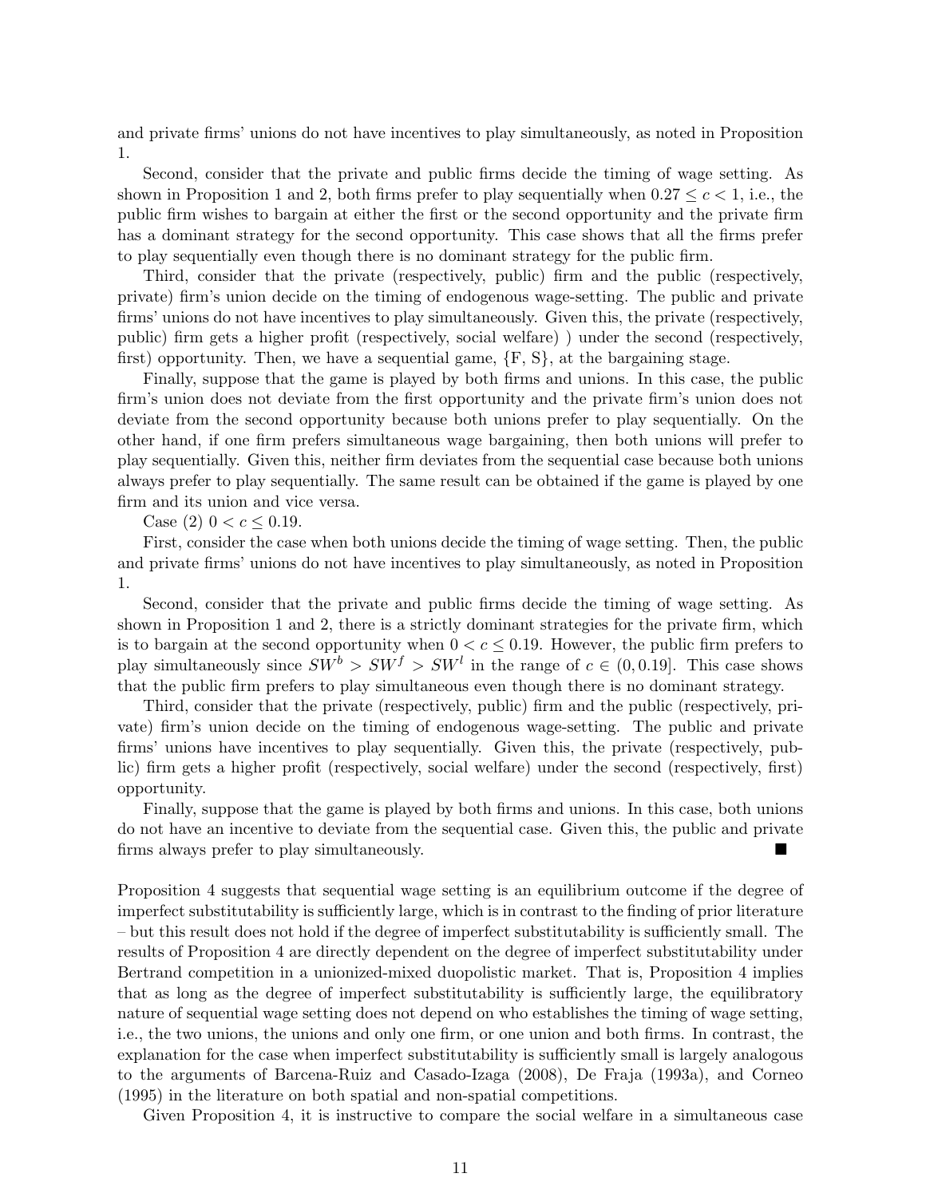and private firms' unions do not have incentives to play simultaneously, as noted in Proposition 1.

Second, consider that the private and public firms decide the timing of wage setting. As shown in Proposition 1 and 2, both firms prefer to play sequentially when $0.27 \leq c < 1$, i.e., the public firm wishes to bargain at either the first or the second opportunity and the private firm has a dominant strategy for the second opportunity. This case shows that all the firms prefer to play sequentially even though there is no dominant strategy for the public firm.

Third, consider that the private (respectively, public) firm and the public (respectively, private) firm's union decide on the timing of endogenous wage-setting. The public and private firms' unions do not have incentives to play simultaneously. Given this, the private (respectively, public) firm gets a higher profit (respectively, social welfare) ) under the second (respectively, first) opportunity. Then, we have a sequential game, {F, S}, at the bargaining stage.

Finally, suppose that the game is played by both firms and unions. In this case, the public firm's union does not deviate from the first opportunity and the private firm's union does not deviate from the second opportunity because both unions prefer to play sequentially. On the other hand, if one firm prefers simultaneous wage bargaining, then both unions will prefer to play sequentially. Given this, neither firm deviates from the sequential case because both unions always prefer to play sequentially. The same result can be obtained if the game is played by one firm and its union and vice versa.

Case (2) $0 < c \leq 0.19$.

First, consider the case when both unions decide the timing of wage setting. Then, the public and private firms' unions do not have incentives to play simultaneously, as noted in Proposition 1.

Second, consider that the private and public firms decide the timing of wage setting. As shown in Proposition 1 and 2, there is a strictly dominant strategies for the private firm, which is to bargain at the second opportunity when $0 < c \leq 0.19$. However, the public firm prefers to play simultaneously since $SW^b > SW^f > SW^l$ in the range of $c \in (0, 0.19]$. This case shows that the public firm prefers to play simultaneous even though there is no dominant strategy.

Third, consider that the private (respectively, public) firm and the public (respectively, private) firm's union decide on the timing of endogenous wage-setting. The public and private firms' unions have incentives to play sequentially. Given this, the private (respectively, public) firm gets a higher profit (respectively, social welfare) under the second (respectively, first) opportunity.

Finally, suppose that the game is played by both firms and unions. In this case, both unions do not have an incentive to deviate from the sequential case. Given this, the public and private firms always prefer to play simultaneously. ■

Proposition 4 suggests that sequential wage setting is an equilibrium outcome if the degree of imperfect substitutability is sufficiently large, which is in contrast to the finding of prior literature – but this result does not hold if the degree of imperfect substitutability is sufficiently small. The results of Proposition 4 are directly dependent on the degree of imperfect substitutability under Bertrand competition in a unionized-mixed duopolistic market. That is, Proposition 4 implies that as long as the degree of imperfect substitutability is sufficiently large, the equilibratory nature of sequential wage setting does not depend on who establishes the timing of wage setting, i.e., the two unions, the unions and only one firm, or one union and both firms. In contrast, the explanation for the case when imperfect substitutability is sufficiently small is largely analogous to the arguments of Barcena-Ruiz and Casado-Izaga (2008), De Fraja (1993a), and Corneo (1995) in the literature on both spatial and non-spatial competitions.

Given Proposition 4, it is instructive to compare the social welfare in a simultaneous case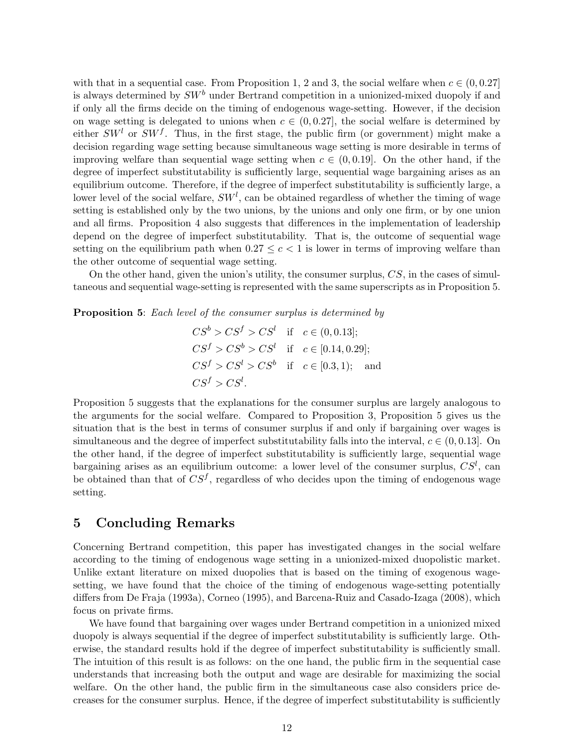with that in a sequential case. From Proposition 1, 2 and 3, the social welfare when $c \in (0, 0.27]$ is always determined by $SW^b$ under Bertrand competition in a unionized-mixed duopoly if and if only all the firms decide on the timing of endogenous wage-setting. However, if the decision on wage setting is delegated to unions when $c \in (0, 0.27]$, the social welfare is determined by either $SW^l$ or $SW^f$. Thus, in the first stage, the public firm (or government) might make a decision regarding wage setting because simultaneous wage setting is more desirable in terms of improving welfare than sequential wage setting when $c \in (0, 0.19]$. On the other hand, if the degree of imperfect substitutability is sufficiently large, sequential wage bargaining arises as an equilibrium outcome. Therefore, if the degree of imperfect substitutability is sufficiently large, a lower level of the social welfare, $SW^l$, can be obtained regardless of whether the timing of wage setting is established only by the two unions, by the unions and only one firm, or by one union and all firms. Proposition 4 also suggests that differences in the implementation of leadership depend on the degree of imperfect substitutability. That is, the outcome of sequential wage setting on the equilibrium path when $0.27 \leq c < 1$ is lower in terms of improving welfare than the other outcome of sequential wage setting.

On the other hand, given the union's utility, the consumer surplus, $CS$, in the cases of simultaneous and sequential wage-setting is represented with the same superscripts as in Proposition 5.

**Proposition 5**: *Each level of the consumer surplus is determined by*

$$
\begin{aligned}
&CS^b > CS^f > CS^l \quad \text{if} \quad c \in (0, 0.13]; \\
&CS^f > CS^b > CS^l \quad \text{if} \quad c \in [0.14, 0.29]; \\
&CS^f > CS^l > CS^b \quad \text{if} \quad c \in [0.3, 1); \quad \text{and} \\
&CS^f > CS^l.
\end{aligned}
$$

Proposition 5 suggests that the explanations for the consumer surplus are largely analogous to the arguments for the social welfare. Compared to Proposition 3, Proposition 5 gives us the situation that is the best in terms of consumer surplus if and only if bargaining over wages is simultaneous and the degree of imperfect substitutability falls into the interval, $c \in (0, 0.13]$. On the other hand, if the degree of imperfect substitutability is sufficiently large, sequential wage bargaining arises as an equilibrium outcome: a lower level of the consumer surplus, $CS^l$, can be obtained than that of $CS^f$, regardless of who decides upon the timing of endogenous wage setting.

## 5 Concluding Remarks

Concerning Bertrand competition, this paper has investigated changes in the social welfare according to the timing of endogenous wage setting in a unionized-mixed duopolistic market. Unlike extant literature on mixed duopolies that is based on the timing of exogenous wage-setting, we have found that the choice of the timing of endogenous wage-setting potentially differs from De Fraja (1993a), Corneo (1995), and Barcena-Ruiz and Casado-Izaga (2008), which focus on private firms.

We have found that bargaining over wages under Bertrand competition in a unionized mixed duopoly is always sequential if the degree of imperfect substitutability is sufficiently large. Otherwise, the standard results hold if the degree of imperfect substitutability is sufficiently small. The intuition of this result is as follows: on the one hand, the public firm in the sequential case understands that increasing both the output and wage are desirable for maximizing the social welfare. On the other hand, the public firm in the simultaneous case also considers price decreases for the consumer surplus. Hence, if the degree of imperfect substitutability is sufficiently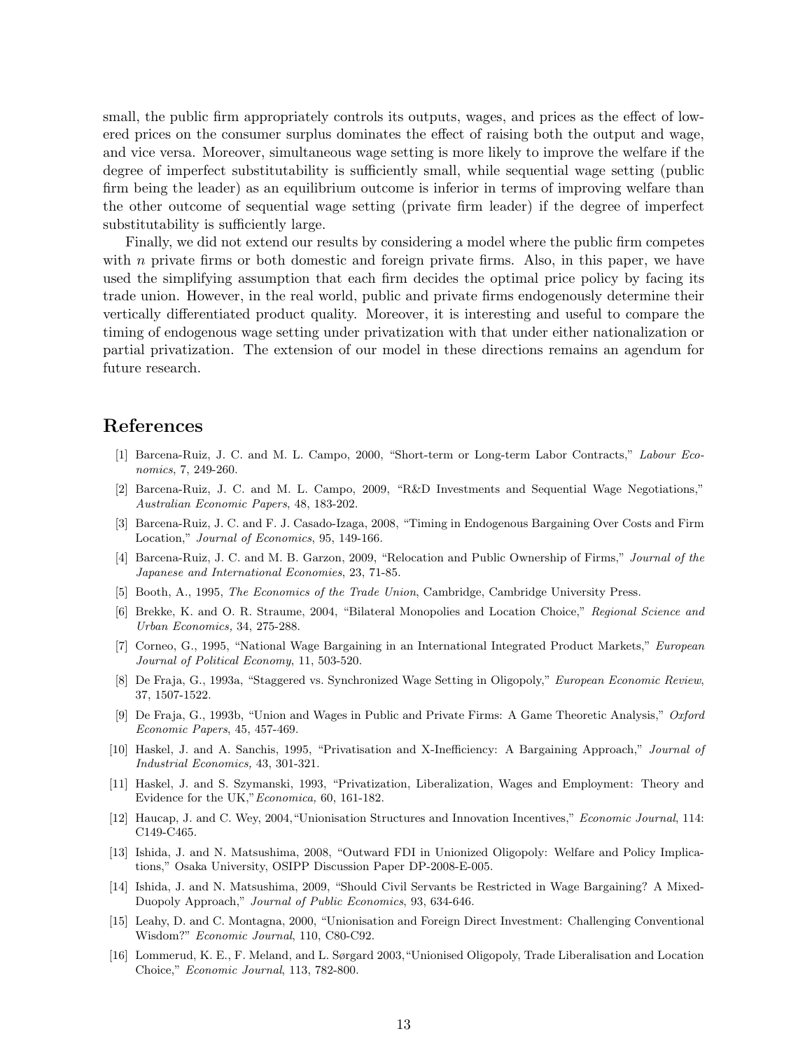small, the public firm appropriately controls its outputs, wages, and prices as the effect of lowered prices on the consumer surplus dominates the effect of raising both the output and wage, and vice versa. Moreover, simultaneous wage setting is more likely to improve the welfare if the degree of imperfect substitutability is sufficiently small, while sequential wage setting (public firm being the leader) as an equilibrium outcome is inferior in terms of improving welfare than the other outcome of sequential wage setting (private firm leader) if the degree of imperfect substitutability is sufficiently large.

Finally, we did not extend our results by considering a model where the public firm competes with $n$ private firms or both domestic and foreign private firms. Also, in this paper, we have used the simplifying assumption that each firm decides the optimal price policy by facing its trade union. However, in the real world, public and private firms endogenously determine their vertically differentiated product quality. Moreover, it is interesting and useful to compare the timing of endogenous wage setting under privatization with that under either nationalization or partial privatization. The extension of our model in these directions remains an agendum for future research.

## References

[1] Barcena-Ruiz, J. C. and M. L. Campo, 2000, "Short-term or Long-term Labor Contracts," *Labour Economics*, 7, 249-260.

[2] Barcena-Ruiz, J. C. and M. L. Campo, 2009, "R&D Investments and Sequential Wage Negotiations," *Australian Economic Papers*, 48, 183-202.

[3] Barcena-Ruiz, J. C. and F. J. Casado-Izaga, 2008, "Timing in Endogenous Bargaining Over Costs and Firm Location," *Journal of Economics*, 95, 149-166.

[4] Barcena-Ruiz, J. C. and M. B. Garzon, 2009, "Relocation and Public Ownership of Firms," *Journal of the Japanese and International Economies*, 23, 71-85.

[5] Booth, A., 1995, *The Economics of the Trade Union*, Cambridge, Cambridge University Press.

[6] Brekke, K. and O. R. Straume, 2004, "Bilateral Monopolies and Location Choice," *Regional Science and Urban Economics,* 34, 275-288.

[7] Corneo, G., 1995, "National Wage Bargaining in an International Integrated Product Markets," *European Journal of Political Economy*, 11, 503-520.

[8] De Fraja, G., 1993a, "Staggered vs. Synchronized Wage Setting in Oligopoly," *European Economic Review*, 37, 1507-1522.

[9] De Fraja, G., 1993b, "Union and Wages in Public and Private Firms: A Game Theoretic Analysis," *Oxford Economic Papers*, 45, 457-469.

[10] Haskel, J. and A. Sanchis, 1995, "Privatisation and X-Inefficiency: A Bargaining Approach," *Journal of Industrial Economics,* 43, 301-321.

[11] Haskel, J. and S. Szymanski, 1993, "Privatization, Liberalization, Wages and Employment: Theory and Evidence for the UK,"*Economica,* 60, 161-182.

[12] Haucap, J. and C. Wey, 2004,"Unionisation Structures and Innovation Incentives," *Economic Journal*, 114: C149-C465.

[13] Ishida, J. and N. Matsushima, 2008, "Outward FDI in Unionized Oligopoly: Welfare and Policy Implications," Osaka University, OSIPP Discussion Paper DP-2008-E-005.

[14] Ishida, J. and N. Matsushima, 2009, "Should Civil Servants be Restricted in Wage Bargaining? A Mixed-Duopoly Approach," *Journal of Public Economics*, 93, 634-646.

[15] Leahy, D. and C. Montagna, 2000, "Unionisation and Foreign Direct Investment: Challenging Conventional Wisdom?" *Economic Journal*, 110, C80-C92.

[16] Lommerud, K. E., F. Meland, and L. Sørgard 2003,"Unionised Oligopoly, Trade Liberalisation and Location Choice," *Economic Journal*, 113, 782-800.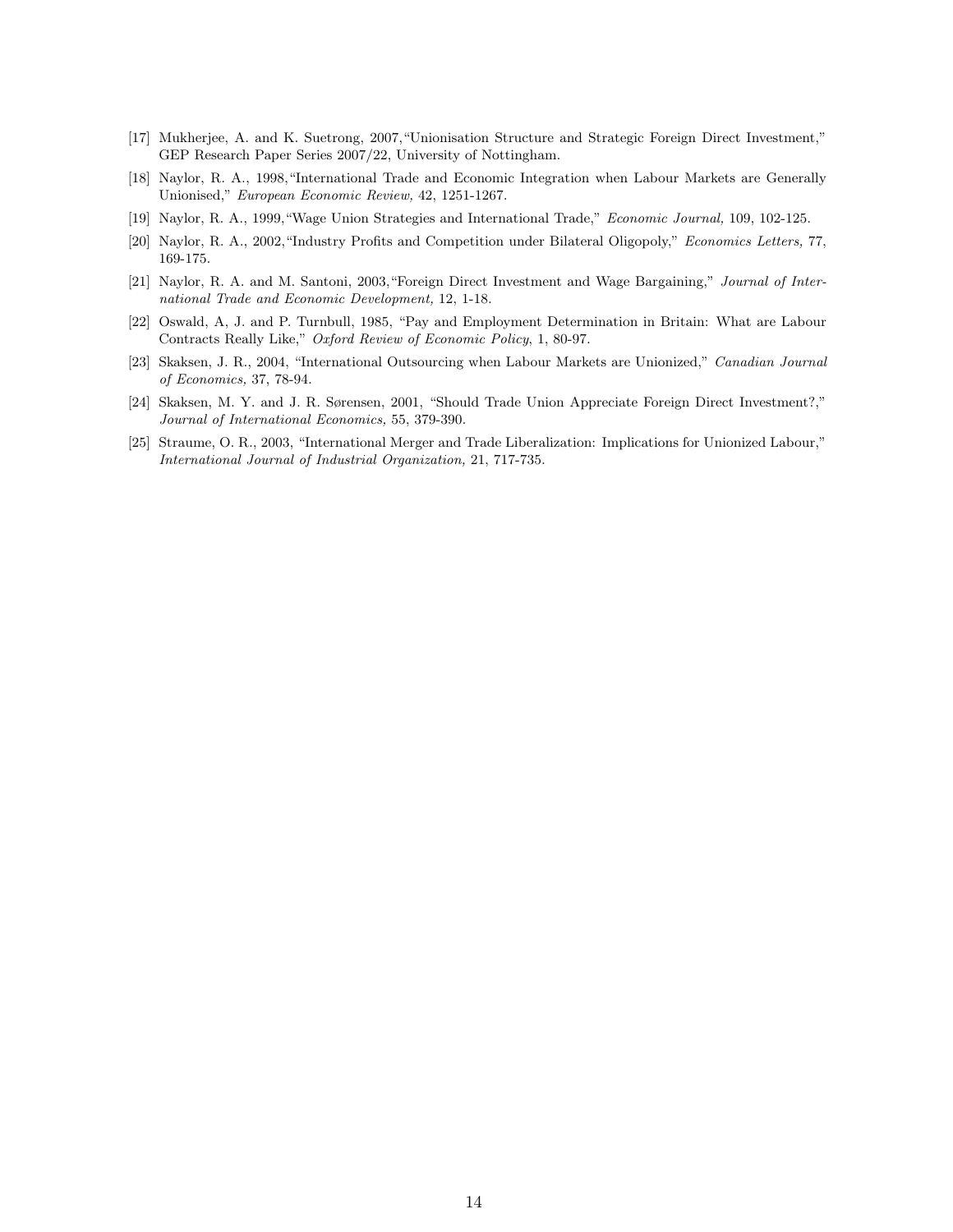[17] Mukherjee, A. and K. Suetrong, 2007,"Unionisation Structure and Strategic Foreign Direct Investment," GEP Research Paper Series 2007/22, University of Nottingham.

[18] Naylor, R. A., 1998,"International Trade and Economic Integration when Labour Markets are Generally Unionised," *European Economic Review,* 42, 1251-1267.

[19] Naylor, R. A., 1999,"Wage Union Strategies and International Trade," *Economic Journal,* 109, 102-125.

[20] Naylor, R. A., 2002,"Industry Profits and Competition under Bilateral Oligopoly," *Economics Letters,* 77, 169-175.

[21] Naylor, R. A. and M. Santoni, 2003,"Foreign Direct Investment and Wage Bargaining," *Journal of International Trade and Economic Development,* 12, 1-18.

[22] Oswald, A, J. and P. Turnbull, 1985, "Pay and Employment Determination in Britain: What are Labour Contracts Really Like," *Oxford Review of Economic Policy*, 1, 80-97.

[23] Skaksen, J. R., 2004, "International Outsourcing when Labour Markets are Unionized," *Canadian Journal of Economics,* 37, 78-94.

[24] Skaksen, M. Y. and J. R. Sørensen, 2001, "Should Trade Union Appreciate Foreign Direct Investment?," *Journal of International Economics,* 55, 379-390.

[25] Straume, O. R., 2003, "International Merger and Trade Liberalization: Implications for Unionized Labour," *International Journal of Industrial Organization,* 21, 717-735.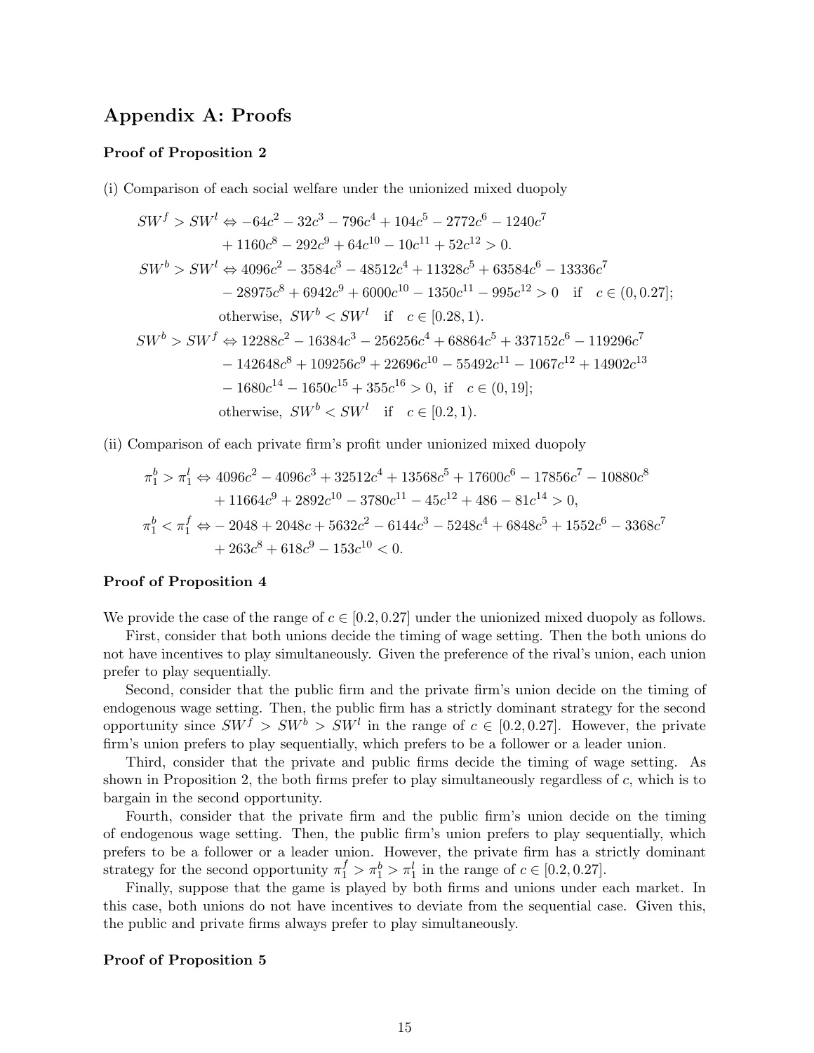## Appendix A: Proofs

### Proof of Proposition 2

(i) Comparison of each social welfare under the unionized mixed duopoly

$$
\begin{aligned}
SW^f > SW^l \Leftrightarrow & -64c^2 - 32c^3 - 796c^4 + 104c^5 - 2772c^6 - 1240c^7 \\
& + 1160c^8 - 292c^9 + 64c^{10} - 10c^{11} + 52c^{12} > 0. \\
SW^b > SW^l \Leftrightarrow & \ 4096c^2 - 3584c^3 - 48512c^4 + 11328c^5 + 63584c^6 - 13336c^7 \\
& - 28975c^8 + 6942c^9 + 6000c^{10} - 1350c^{11} - 995c^{12} > 0 \quad \text{if} \quad c \in (0, 0.27]; \\
& \text{otherwise, } SW^b < SW^l \quad \text{if} \quad c \in [0.28, 1). \\
SW^b > SW^f \Leftrightarrow & \ 12288c^2 - 16384c^3 - 256256c^4 + 68864c^5 + 337152c^6 - 119296c^7 \\
& - 142648c^8 + 109256c^9 + 22696c^{10} - 55492c^{11} - 1067c^{12} + 14902c^{13} \\
& - 1680c^{14} - 1650c^{15} + 355c^{16} > 0, \text{ if} \quad c \in (0, 19]; \\
& \text{otherwise, } SW^b < SW^l \quad \text{if} \quad c \in [0.2, 1).
\end{aligned}
$$

(ii) Comparison of each private firm's profit under unionized mixed duopoly

$$
\begin{aligned}
\pi_1^b > \pi_1^l \Leftrightarrow & \ 4096c^2 - 4096c^3 + 32512c^4 + 13568c^5 + 17600c^6 - 17856c^7 - 10880c^8 \\
& + 11664c^9 + 2892c^{10} - 3780c^{11} - 45c^{12} + 486 - 81c^{14} > 0, \\
\pi_1^b < \pi_1^f \Leftrightarrow & -2048 + 2048c + 5632c^2 - 6144c^3 - 5248c^4 + 6848c^5 + 1552c^6 - 3368c^7 \\
& + 263c^8 + 618c^9 - 153c^{10} < 0.
\end{aligned}
$$

### Proof of Proposition 4

We provide the case of the range of $c \in [0.2, 0.27]$ under the unionized mixed duopoly as follows.

First, consider that both unions decide the timing of wage setting. Then the both unions do not have incentives to play simultaneously. Given the preference of the rival's union, each union prefer to play sequentially.

Second, consider that the public firm and the private firm's union decide on the timing of endogenous wage setting. Then, the public firm has a strictly dominant strategy for the second opportunity since $SW^f > SW^b > SW^l$ in the range of $c \in [0.2, 0.27]$. However, the private firm's union prefers to play sequentially, which prefers to be a follower or a leader union.

Third, consider that the private and public firms decide the timing of wage setting. As shown in Proposition 2, the both firms prefer to play simultaneously regardless of $c$, which is to bargain in the second opportunity.

Fourth, consider that the private firm and the public firm's union decide on the timing of endogenous wage setting. Then, the public firm's union prefers to play sequentially, which prefers to be a follower or a leader union. However, the private firm has a strictly dominant strategy for the second opportunity $\pi_1^f > \pi_1^b > \pi_1^l$ in the range of $c \in [0.2, 0.27]$.

Finally, suppose that the game is played by both firms and unions under each market. In this case, both unions do not have incentives to deviate from the sequential case. Given this, the public and private firms always prefer to play simultaneously.

### Proof of Proposition 5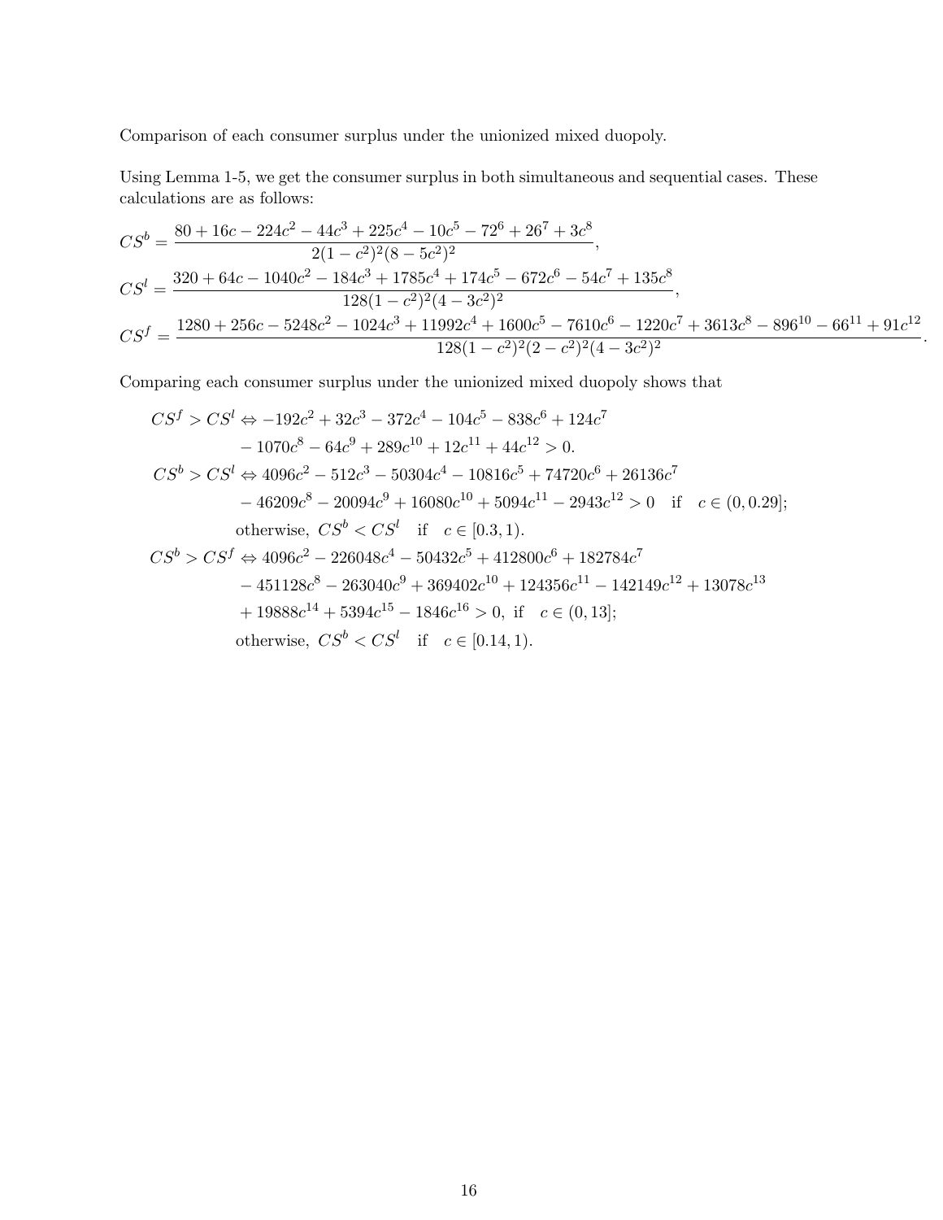Comparison of each consumer surplus under the unionized mixed duopoly.

Using Lemma 1-5, we get the consumer surplus in both simultaneous and sequential cases. These calculations are as follows:

$$CS^b = \frac{80 + 16c - 224c^2 - 44c^3 + 225c^4 - 10c^5 - 72^6 + 26^7 + 3c^8}{2(1-c^2)^2(8-5c^2)^2},$$

$$CS^l = \frac{320 + 64c - 1040c^2 - 184c^3 + 1785c^4 + 174c^5 - 672c^6 - 54c^7 + 135c^8}{128(1-c^2)^2(4-3c^2)^2},$$

$$CS^f = \frac{1280 + 256c - 5248c^2 - 1024c^3 + 11992c^4 + 1600c^5 - 7610c^6 - 1220c^7 + 3613c^8 - 896^{10} - 66^{11} + 91c^{12}}{128(1-c^2)^2(2-c^2)^2(4-3c^2)^2}.$$

Comparing each consumer surplus under the unionized mixed duopoly shows that

$$\begin{aligned}
CS^f > CS^l \Leftrightarrow & -192c^2 + 32c^3 - 372c^4 - 104c^5 - 838c^6 + 124c^7 \\
& - 1070c^8 - 64c^9 + 289c^{10} + 12c^{11} + 44c^{12} > 0. \\
CS^b > CS^l \Leftrightarrow & \; 4096c^2 - 512c^3 - 50304c^4 - 10816c^5 + 74720c^6 + 26136c^7 \\
& - 46209c^8 - 20094c^9 + 16080c^{10} + 5094c^{11} - 2943c^{12} > 0 \quad \text{if} \quad c \in (0, 0.29]; \\
& \text{otherwise, } CS^b < CS^l \quad \text{if} \quad c \in [0.3, 1). \\
CS^b > CS^f \Leftrightarrow & \; 4096c^2 - 226048c^4 - 50432c^5 + 412800c^6 + 182784c^7 \\
& - 451128c^8 - 263040c^9 + 369402c^{10} + 124356c^{11} - 142149c^{12} + 13078c^{13} \\
& + 19888c^{14} + 5394c^{15} - 1846c^{16} > 0, \text{ if} \quad c \in (0, 13]; \\
& \text{otherwise, } CS^b < CS^l \quad \text{if} \quad c \in [0.14, 1).
\end{aligned}$$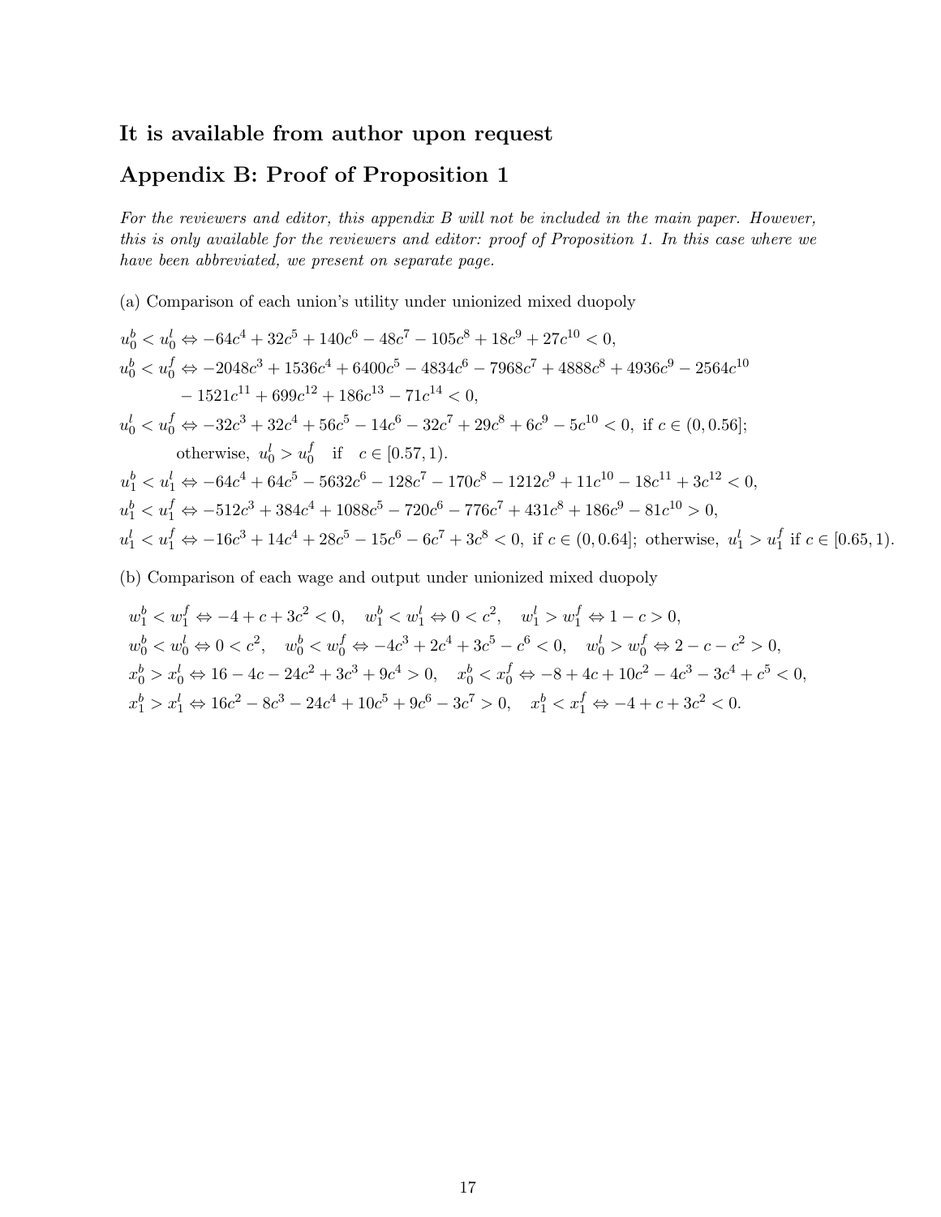## It is available from author upon request

## Appendix B: Proof of Proposition 1

*For the reviewers and editor, this appendix B will not be included in the main paper. However, this is only available for the reviewers and editor: proof of Proposition 1. In this case where we have been abbreviated, we present on separate page.*

(a) Comparison of each union's utility under unionized mixed duopoly

$$
\begin{aligned}
&u_0^b < u_0^l \Leftrightarrow -64c^4 + 32c^5 + 140c^6 - 48c^7 - 105c^8 + 18c^9 + 27c^{10} < 0, \\
&u_0^b < u_0^f \Leftrightarrow -2048c^3 + 1536c^4 + 6400c^5 - 4834c^6 - 7968c^7 + 4888c^8 + 4936c^9 - 2564c^{10} \\
&\qquad - 1521c^{11} + 699c^{12} + 186c^{13} - 71c^{14} < 0, \\
&u_0^l < u_0^f \Leftrightarrow -32c^3 + 32c^4 + 56c^5 - 14c^6 - 32c^7 + 29c^8 + 6c^9 - 5c^{10} < 0, \text{ if } c \in (0, 0.56]; \\
&\qquad \text{otherwise, } u_0^l > u_0^f \quad \text{if} \quad c \in [0.57, 1). \\
&u_1^b < u_1^l \Leftrightarrow -64c^4 + 64c^5 - 5632c^6 - 128c^7 - 170c^8 - 1212c^9 + 11c^{10} - 18c^{11} + 3c^{12} < 0, \\
&u_1^b < u_1^f \Leftrightarrow -512c^3 + 384c^4 + 1088c^5 - 720c^6 - 776c^7 + 431c^8 + 186c^9 - 81c^{10} > 0, \\
&u_1^l < u_1^f \Leftrightarrow -16c^3 + 14c^4 + 28c^5 - 15c^6 - 6c^7 + 3c^8 < 0, \text{ if } c \in (0, 0.64]; \text{ otherwise, } u_1^l > u_1^f \text{ if } c \in [0.65, 1).
\end{aligned}
$$

(b) Comparison of each wage and output under unionized mixed duopoly

$$
\begin{aligned}
&w_1^b < w_1^f \Leftrightarrow -4 + c + 3c^2 < 0, \quad w_1^b < w_1^l \Leftrightarrow 0 < c^2, \quad w_1^l > w_1^f \Leftrightarrow 1 - c > 0, \\
&w_0^b < w_0^l \Leftrightarrow 0 < c^2, \quad w_0^b < w_0^f \Leftrightarrow -4c^3 + 2c^4 + 3c^5 - c^6 < 0, \quad w_0^l > w_0^f \Leftrightarrow 2 - c - c^2 > 0, \\
&x_0^b > x_0^l \Leftrightarrow 16 - 4c - 24c^2 + 3c^3 + 9c^4 > 0, \quad x_0^b < x_0^f \Leftrightarrow -8 + 4c + 10c^2 - 4c^3 - 3c^4 + c^5 < 0, \\
&x_1^b > x_1^l \Leftrightarrow 16c^2 - 8c^3 - 24c^4 + 10c^5 + 9c^6 - 3c^7 > 0, \quad x_1^b < x_1^f \Leftrightarrow -4 + c + 3c^2 < 0.
\end{aligned}
$$